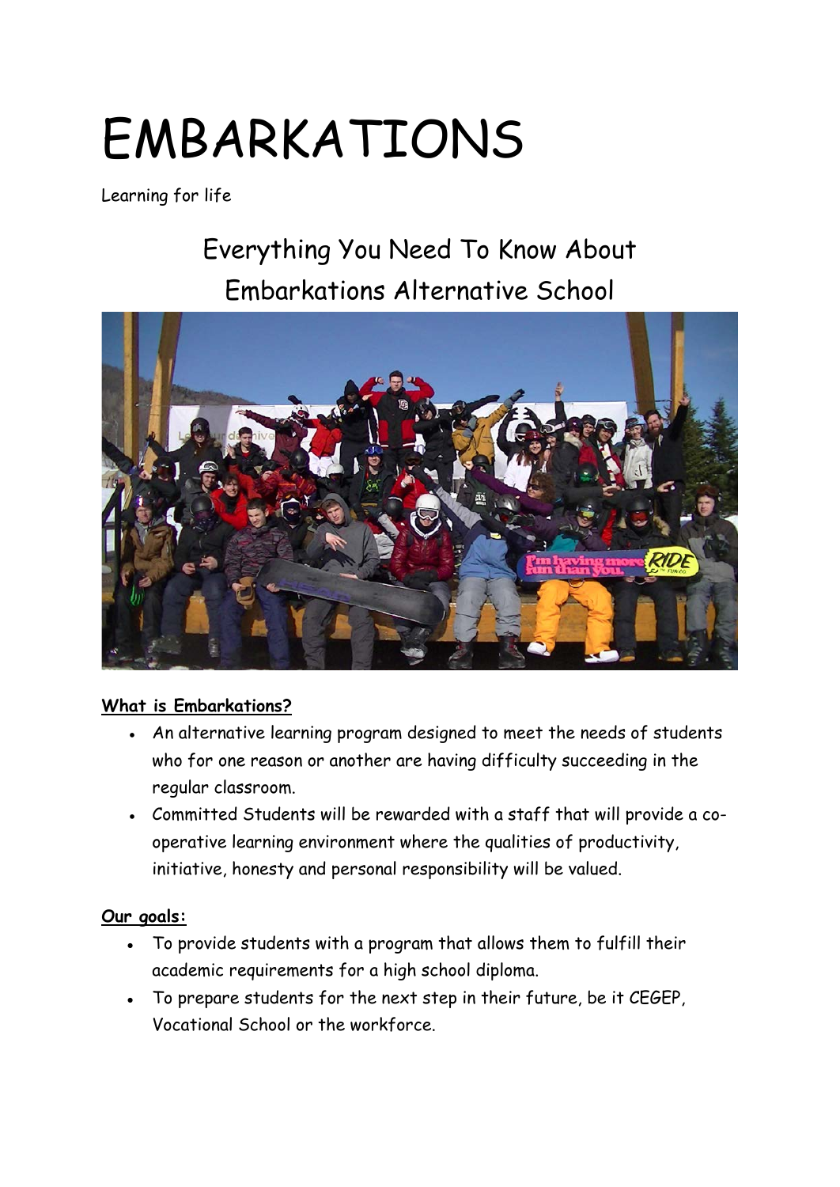# EMBARKATIONS

Learning for life

## Everything You Need To Know About Embarkations Alternative School

**What is Embarkations?**

- An alternative learning program designed to meet the needs of students who for one reason or another are having difficulty succeeding in the regular classroom.
- Committed Students will be rewarded with a staff that will provide a co-operative learning environment where the qualities of productivity, initiative, honesty and personal responsibility will be valued.

**Our goals:**

- To provide students with a program that allows them to fulfill their academic requirements for a high school diploma.
- To prepare students for the next step in their future, be it CEGEP, Vocational School or the workforce.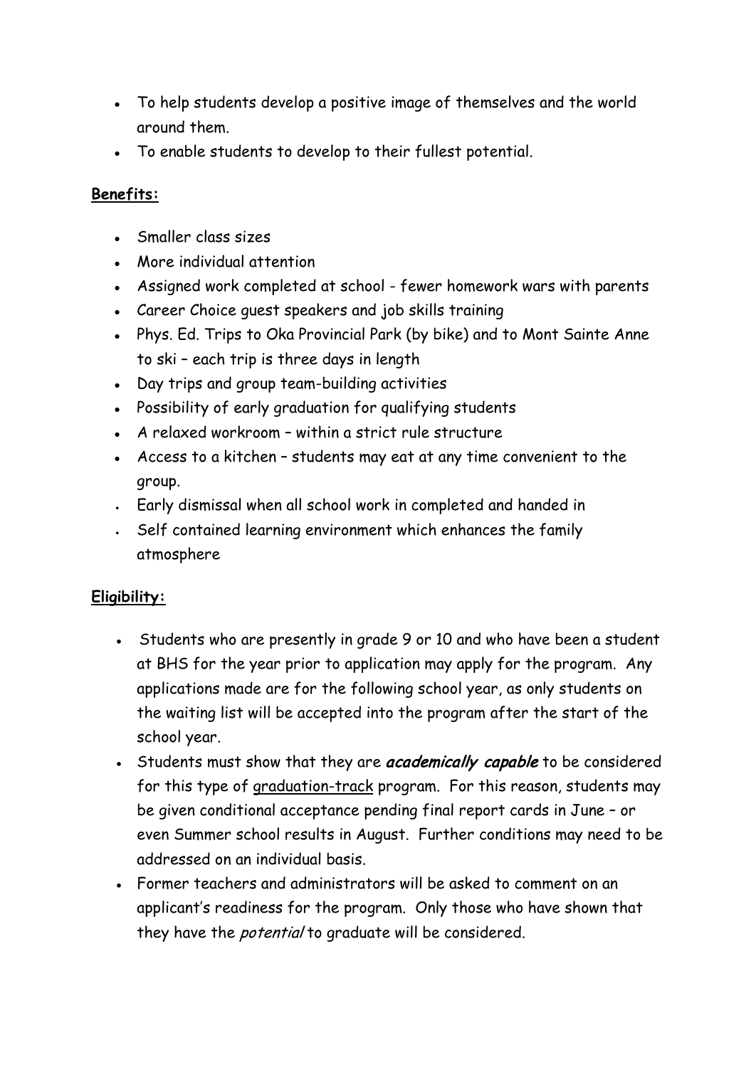- To help students develop a positive image of themselves and the world around them.
- To enable students to develop to their fullest potential.

**Benefits:**

- Smaller class sizes
- More individual attention
- Assigned work completed at school - fewer homework wars with parents
- Career Choice guest speakers and job skills training
- Phys. Ed. Trips to Oka Provincial Park (by bike) and to Mont Sainte Anne to ski – each trip is three days in length
- Day trips and group team-building activities
- Possibility of early graduation for qualifying students
- A relaxed workroom – within a strict rule structure
- Access to a kitchen – students may eat at any time convenient to the group.
- Early dismissal when all school work in completed and handed in
- Self contained learning environment which enhances the family atmosphere

**Eligibility:**

- Students who are presently in grade 9 or 10 and who have been a student at BHS for the year prior to application may apply for the program. Any applications made are for the following school year, as only students on the waiting list will be accepted into the program after the start of the school year.
- Students must show that they are ***academically capable*** to be considered for this type of graduation-track program. For this reason, students may be given conditional acceptance pending final report cards in June – or even Summer school results in August. Further conditions may need to be addressed on an individual basis.
- Former teachers and administrators will be asked to comment on an applicant's readiness for the program. Only those who have shown that they have the *potential* to graduate will be considered.